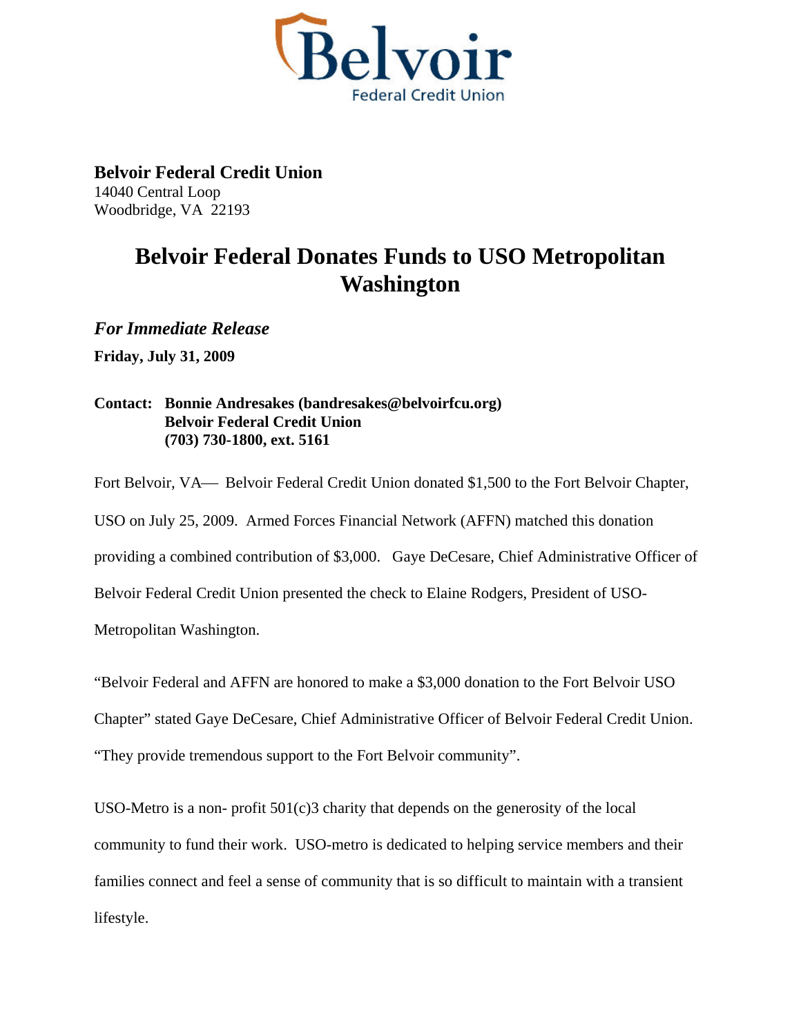Belvoir Federal Credit Union

**Belvoir Federal Credit Union**
14040 Central Loop
Woodbridge, VA 22193

# Belvoir Federal Donates Funds to USO Metropolitan Washington

***For Immediate Release***

**Friday, July 31, 2009**

**Contact: Bonnie Andresakes (bandresakes@belvoirfcu.org)**
**Belvoir Federal Credit Union**
**(703) 730-1800, ext. 5161**

Fort Belvoir, VA— Belvoir Federal Credit Union donated $1,500 to the Fort Belvoir Chapter, USO on July 25, 2009. Armed Forces Financial Network (AFFN) matched this donation providing a combined contribution of $3,000. Gaye DeCesare, Chief Administrative Officer of Belvoir Federal Credit Union presented the check to Elaine Rodgers, President of USO-Metropolitan Washington.

"Belvoir Federal and AFFN are honored to make a $3,000 donation to the Fort Belvoir USO Chapter" stated Gaye DeCesare, Chief Administrative Officer of Belvoir Federal Credit Union. "They provide tremendous support to the Fort Belvoir community".

USO-Metro is a non- profit 501(c)3 charity that depends on the generosity of the local community to fund their work. USO-metro is dedicated to helping service members and their families connect and feel a sense of community that is so difficult to maintain with a transient lifestyle.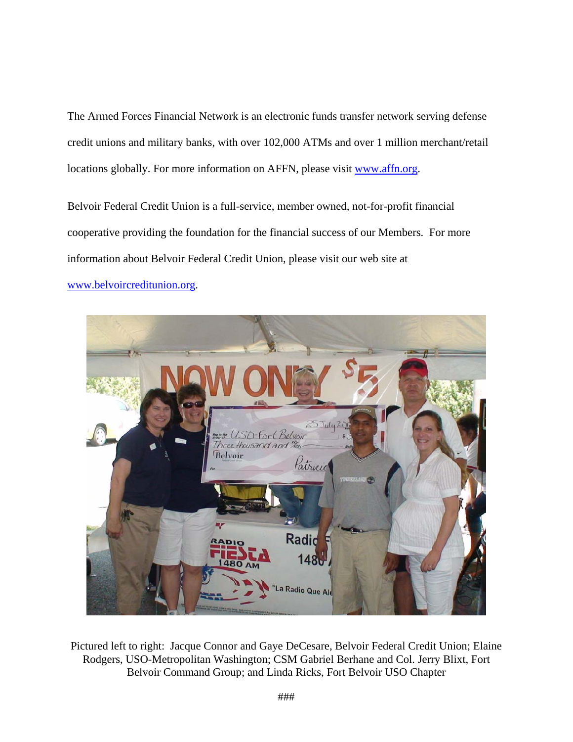The Armed Forces Financial Network is an electronic funds transfer network serving defense credit unions and military banks, with over 102,000 ATMs and over 1 million merchant/retail locations globally. For more information on AFFN, please visit www.affn.org.

Belvoir Federal Credit Union is a full-service, member owned, not-for-profit financial cooperative providing the foundation for the financial success of our Members. For more information about Belvoir Federal Credit Union, please visit our web site at www.belvoircreditunion.org.

Pictured left to right: Jacque Connor and Gaye DeCesare, Belvoir Federal Credit Union; Elaine Rodgers, USO-Metropolitan Washington; CSM Gabriel Berhane and Col. Jerry Blixt, Fort Belvoir Command Group; and Linda Ricks, Fort Belvoir USO Chapter

###